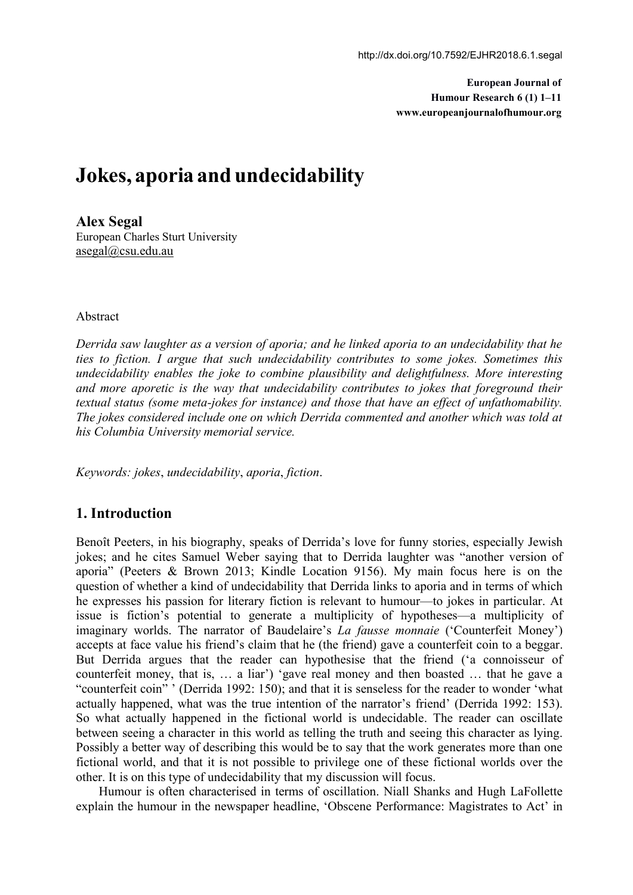http://dx.doi.org/10.7592/EJHR2018.6.1.segal

**European Journal of Humour Research 6 (1) 1–11**
**www.europeanjournalofhumour.org**

# Jokes, aporia and undecidability

**Alex Segal**
European Charles Sturt University
asegal@csu.edu.au

Abstract

*Derrida saw laughter as a version of aporia; and he linked aporia to an undecidability that he ties to fiction. I argue that such undecidability contributes to some jokes. Sometimes this undecidability enables the joke to combine plausibility and delightfulness. More interesting and more aporetic is the way that undecidability contributes to jokes that foreground their textual status (some meta-jokes for instance) and those that have an effect of unfathomability. The jokes considered include one on which Derrida commented and another which was told at his Columbia University memorial service.*

*Keywords: jokes*, *undecidability*, *aporia*, *fiction*.

## 1. Introduction

Benoît Peeters, in his biography, speaks of Derrida's love for funny stories, especially Jewish jokes; and he cites Samuel Weber saying that to Derrida laughter was "another version of aporia" (Peeters & Brown 2013; Kindle Location 9156). My main focus here is on the question of whether a kind of undecidability that Derrida links to aporia and in terms of which he expresses his passion for literary fiction is relevant to humour—to jokes in particular. At issue is fiction's potential to generate a multiplicity of hypotheses—a multiplicity of imaginary worlds. The narrator of Baudelaire's *La fausse monnaie* ('Counterfeit Money') accepts at face value his friend's claim that he (the friend) gave a counterfeit coin to a beggar. But Derrida argues that the reader can hypothesise that the friend ('a connoisseur of counterfeit money, that is, … a liar') 'gave real money and then boasted … that he gave a "counterfeit coin" ' (Derrida 1992: 150); and that it is senseless for the reader to wonder 'what actually happened, what was the true intention of the narrator's friend' (Derrida 1992: 153). So what actually happened in the fictional world is undecidable. The reader can oscillate between seeing a character in this world as telling the truth and seeing this character as lying. Possibly a better way of describing this would be to say that the work generates more than one fictional world, and that it is not possible to privilege one of these fictional worlds over the other. It is on this type of undecidability that my discussion will focus.

Humour is often characterised in terms of oscillation. Niall Shanks and Hugh LaFollette explain the humour in the newspaper headline, 'Obscene Performance: Magistrates to Act' in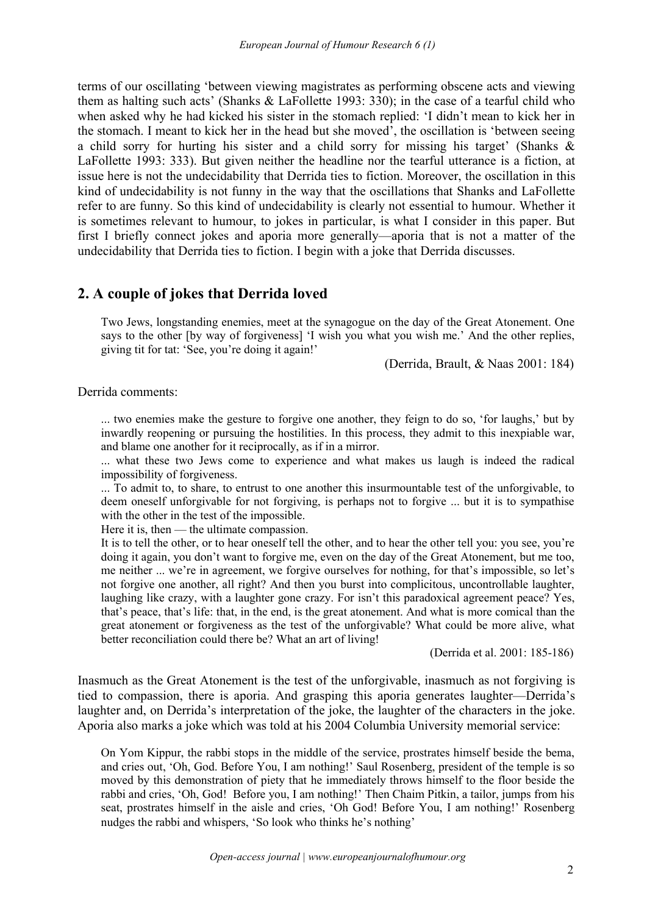terms of our oscillating 'between viewing magistrates as performing obscene acts and viewing them as halting such acts' (Shanks & LaFollette 1993: 330); in the case of a tearful child who when asked why he had kicked his sister in the stomach replied: 'I didn't mean to kick her in the stomach. I meant to kick her in the head but she moved', the oscillation is 'between seeing a child sorry for hurting his sister and a child sorry for missing his target' (Shanks & LaFollette 1993: 333). But given neither the headline nor the tearful utterance is a fiction, at issue here is not the undecidability that Derrida ties to fiction. Moreover, the oscillation in this kind of undecidability is not funny in the way that the oscillations that Shanks and LaFollette refer to are funny. So this kind of undecidability is clearly not essential to humour. Whether it is sometimes relevant to humour, to jokes in particular, is what I consider in this paper. But first I briefly connect jokes and aporia more generally—aporia that is not a matter of the undecidability that Derrida ties to fiction. I begin with a joke that Derrida discusses.

## 2. A couple of jokes that Derrida loved

> Two Jews, longstanding enemies, meet at the synagogue on the day of the Great Atonement. One says to the other [by way of forgiveness] 'I wish you what you wish me.' And the other replies, giving tit for tat: 'See, you're doing it again!'
>
> (Derrida, Brault, & Naas 2001: 184)

Derrida comments:

> ... two enemies make the gesture to forgive one another, they feign to do so, 'for laughs,' but by inwardly reopening or pursuing the hostilities. In this process, they admit to this inexpiable war, and blame one another for it reciprocally, as if in a mirror.
>
> ... what these two Jews come to experience and what makes us laugh is indeed the radical impossibility of forgiveness.
>
> ... To admit to, to share, to entrust to one another this insurmountable test of the unforgivable, to deem oneself unforgivable for not forgiving, is perhaps not to forgive ... but it is to sympathise with the other in the test of the impossible.
>
> Here it is, then — the ultimate compassion.
>
> It is to tell the other, or to hear oneself tell the other, and to hear the other tell you: you see, you're doing it again, you don't want to forgive me, even on the day of the Great Atonement, but me too, me neither ... we're in agreement, we forgive ourselves for nothing, for that's impossible, so let's not forgive one another, all right? And then you burst into complicitous, uncontrollable laughter, laughing like crazy, with a laughter gone crazy. For isn't this paradoxical agreement peace? Yes, that's peace, that's life: that, in the end, is the great atonement. And what is more comical than the great atonement or forgiveness as the test of the unforgivable? What could be more alive, what better reconciliation could there be? What an art of living!
>
> (Derrida et al. 2001: 185-186)

Inasmuch as the Great Atonement is the test of the unforgivable, inasmuch as not forgiving is tied to compassion, there is aporia. And grasping this aporia generates laughter—Derrida's laughter and, on Derrida's interpretation of the joke, the laughter of the characters in the joke. Aporia also marks a joke which was told at his 2004 Columbia University memorial service:

> On Yom Kippur, the rabbi stops in the middle of the service, prostrates himself beside the bema, and cries out, 'Oh, God. Before You, I am nothing!' Saul Rosenberg, president of the temple is so moved by this demonstration of piety that he immediately throws himself to the floor beside the rabbi and cries, 'Oh, God! Before you, I am nothing!' Then Chaim Pitkin, a tailor, jumps from his seat, prostrates himself in the aisle and cries, 'Oh God! Before You, I am nothing!' Rosenberg nudges the rabbi and whispers, 'So look who thinks he's nothing'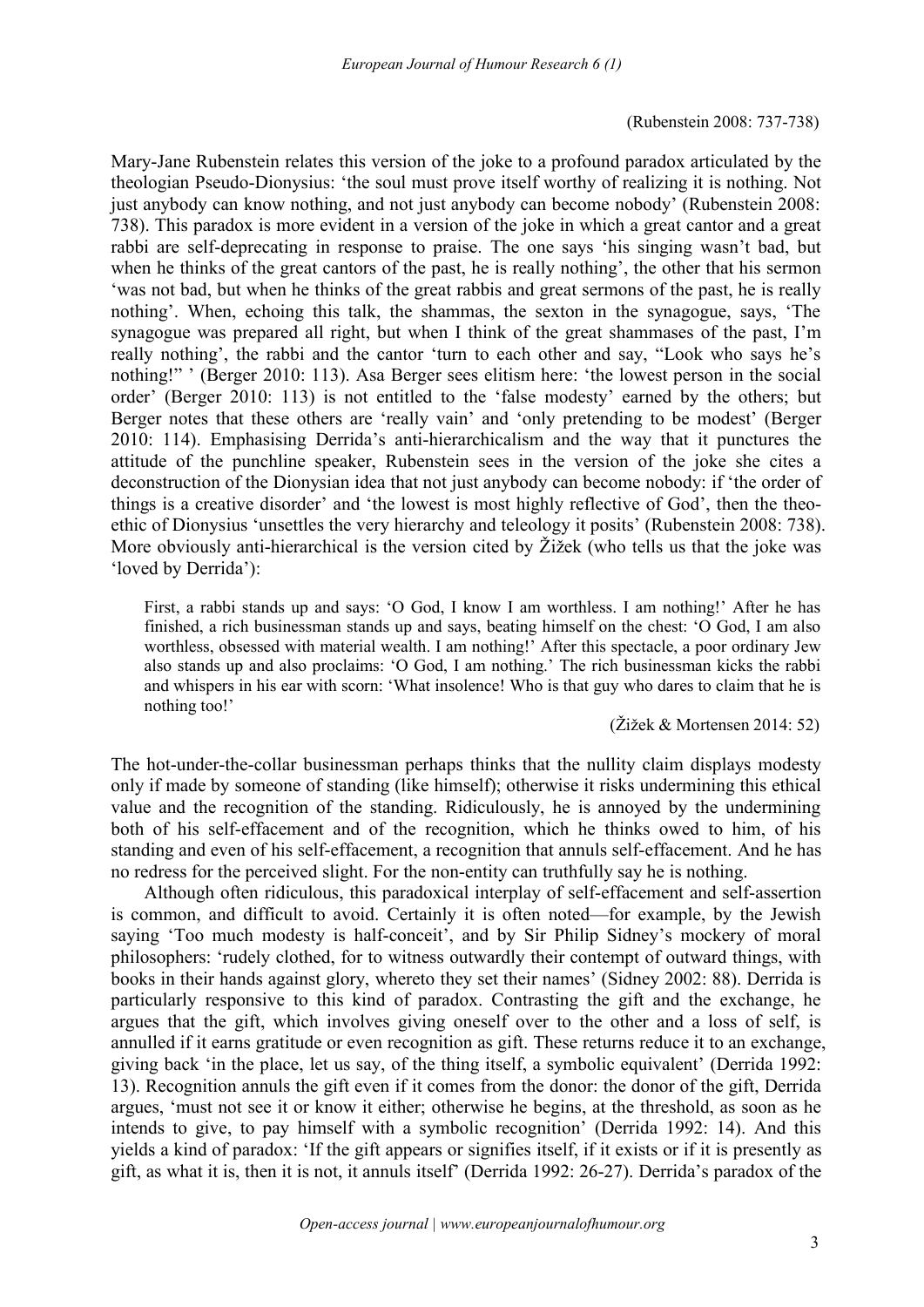(Rubenstein 2008: 737-738)

Mary-Jane Rubenstein relates this version of the joke to a profound paradox articulated by the theologian Pseudo-Dionysius: 'the soul must prove itself worthy of realizing it is nothing. Not just anybody can know nothing, and not just anybody can become nobody' (Rubenstein 2008: 738). This paradox is more evident in a version of the joke in which a great cantor and a great rabbi are self-deprecating in response to praise. The one says 'his singing wasn't bad, but when he thinks of the great cantors of the past, he is really nothing', the other that his sermon 'was not bad, but when he thinks of the great rabbis and great sermons of the past, he is really nothing'. When, echoing this talk, the shammas, the sexton in the synagogue, says, 'The synagogue was prepared all right, but when I think of the great shammases of the past, I'm really nothing', the rabbi and the cantor 'turn to each other and say, "Look who says he's nothing!" ' (Berger 2010: 113). Asa Berger sees elitism here: 'the lowest person in the social order' (Berger 2010: 113) is not entitled to the 'false modesty' earned by the others; but Berger notes that these others are 'really vain' and 'only pretending to be modest' (Berger 2010: 114). Emphasising Derrida's anti-hierarchicalism and the way that it punctures the attitude of the punchline speaker, Rubenstein sees in the version of the joke she cites a deconstruction of the Dionysian idea that not just anybody can become nobody: if 'the order of things is a creative disorder' and 'the lowest is most highly reflective of God', then the theo-ethic of Dionysius 'unsettles the very hierarchy and teleology it posits' (Rubenstein 2008: 738). More obviously anti-hierarchical is the version cited by Žižek (who tells us that the joke was 'loved by Derrida'):

> First, a rabbi stands up and says: 'O God, I know I am worthless. I am nothing!' After he has finished, a rich businessman stands up and says, beating himself on the chest: 'O God, I am also worthless, obsessed with material wealth. I am nothing!' After this spectacle, a poor ordinary Jew also stands up and also proclaims: 'O God, I am nothing.' The rich businessman kicks the rabbi and whispers in his ear with scorn: 'What insolence! Who is that guy who dares to claim that he is nothing too!'
>
> (Žižek & Mortensen 2014: 52)

The hot-under-the-collar businessman perhaps thinks that the nullity claim displays modesty only if made by someone of standing (like himself); otherwise it risks undermining this ethical value and the recognition of the standing. Ridiculously, he is annoyed by the undermining both of his self-effacement and of the recognition, which he thinks owed to him, of his standing and even of his self-effacement, a recognition that annuls self-effacement. And he has no redress for the perceived slight. For the non-entity can truthfully say he is nothing.

Although often ridiculous, this paradoxical interplay of self-effacement and self-assertion is common, and difficult to avoid. Certainly it is often noted—for example, by the Jewish saying 'Too much modesty is half-conceit', and by Sir Philip Sidney's mockery of moral philosophers: 'rudely clothed, for to witness outwardly their contempt of outward things, with books in their hands against glory, whereto they set their names' (Sidney 2002: 88). Derrida is particularly responsive to this kind of paradox. Contrasting the gift and the exchange, he argues that the gift, which involves giving oneself over to the other and a loss of self, is annulled if it earns gratitude or even recognition as gift. These returns reduce it to an exchange, giving back 'in the place, let us say, of the thing itself, a symbolic equivalent' (Derrida 1992: 13). Recognition annuls the gift even if it comes from the donor: the donor of the gift, Derrida argues, 'must not see it or know it either; otherwise he begins, at the threshold, as soon as he intends to give, to pay himself with a symbolic recognition' (Derrida 1992: 14). And this yields a kind of paradox: 'If the gift appears or signifies itself, if it exists or if it is presently as gift, as what it is, then it is not, it annuls itself' (Derrida 1992: 26-27). Derrida's paradox of the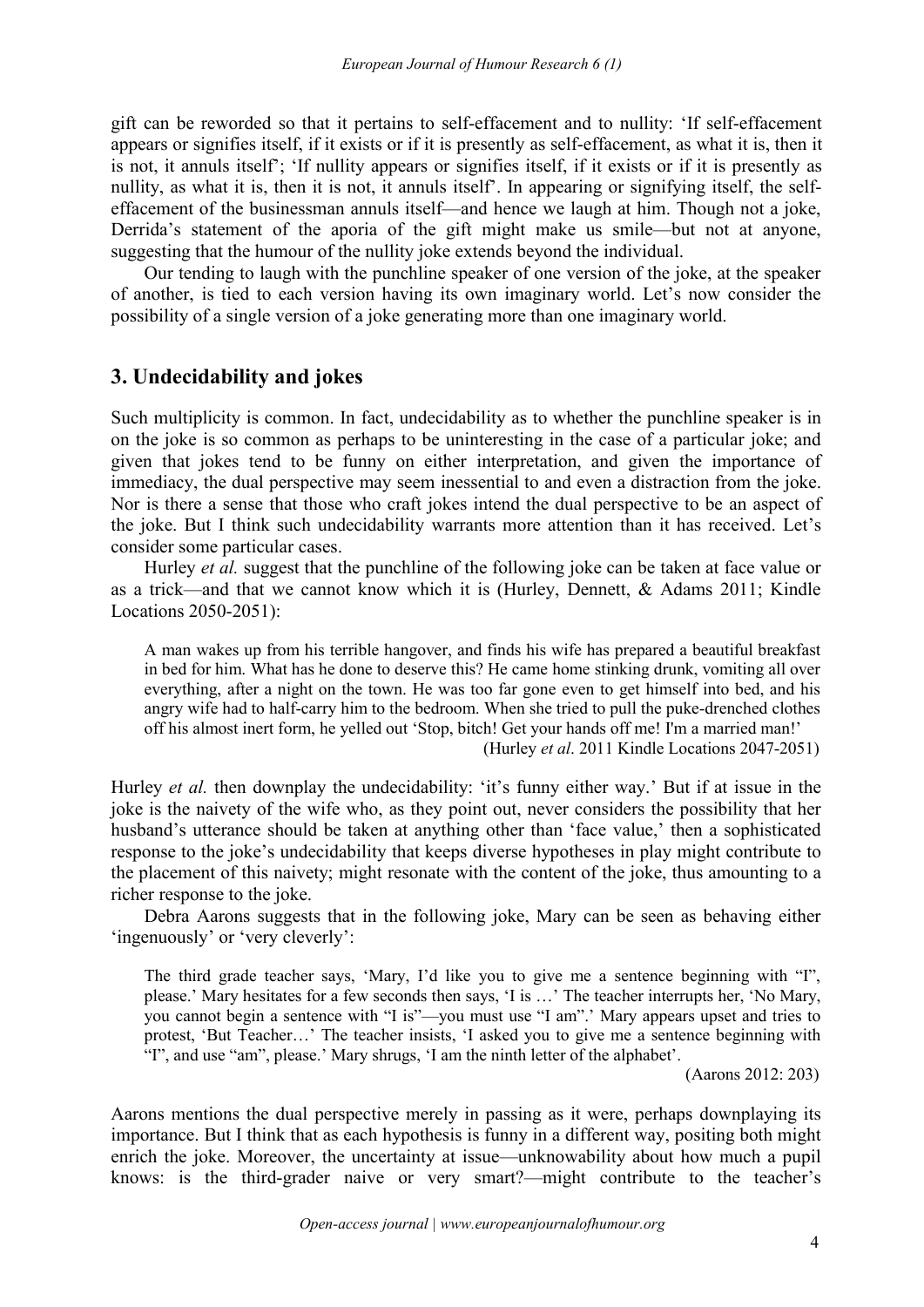gift can be reworded so that it pertains to self-effacement and to nullity: 'If self-effacement appears or signifies itself, if it exists or if it is presently as self-effacement, as what it is, then it is not, it annuls itself'; 'If nullity appears or signifies itself, if it exists or if it is presently as nullity, as what it is, then it is not, it annuls itself'. In appearing or signifying itself, the self-effacement of the businessman annuls itself—and hence we laugh at him. Though not a joke, Derrida's statement of the aporia of the gift might make us smile—but not at anyone, suggesting that the humour of the nullity joke extends beyond the individual.

Our tending to laugh with the punchline speaker of one version of the joke, at the speaker of another, is tied to each version having its own imaginary world. Let's now consider the possibility of a single version of a joke generating more than one imaginary world.

## 3. Undecidability and jokes

Such multiplicity is common. In fact, undecidability as to whether the punchline speaker is in on the joke is so common as perhaps to be uninteresting in the case of a particular joke; and given that jokes tend to be funny on either interpretation, and given the importance of immediacy, the dual perspective may seem inessential to and even a distraction from the joke. Nor is there a sense that those who craft jokes intend the dual perspective to be an aspect of the joke. But I think such undecidability warrants more attention than it has received. Let's consider some particular cases.

Hurley *et al.* suggest that the punchline of the following joke can be taken at face value or as a trick—and that we cannot know which it is (Hurley, Dennett, & Adams 2011; Kindle Locations 2050-2051):

> A man wakes up from his terrible hangover, and finds his wife has prepared a beautiful breakfast in bed for him. What has he done to deserve this? He came home stinking drunk, vomiting all over everything, after a night on the town. He was too far gone even to get himself into bed, and his angry wife had to half-carry him to the bedroom. When she tried to pull the puke-drenched clothes off his almost inert form, he yelled out 'Stop, bitch! Get your hands off me! I'm a married man!'
> (Hurley *et al*. 2011 Kindle Locations 2047-2051)

Hurley *et al.* then downplay the undecidability: 'it's funny either way.' But if at issue in the joke is the naivety of the wife who, as they point out, never considers the possibility that her husband's utterance should be taken at anything other than 'face value,' then a sophisticated response to the joke's undecidability that keeps diverse hypotheses in play might contribute to the placement of this naivety; might resonate with the content of the joke, thus amounting to a richer response to the joke.

Debra Aarons suggests that in the following joke, Mary can be seen as behaving either 'ingenuously' or 'very cleverly':

> The third grade teacher says, 'Mary, I'd like you to give me a sentence beginning with "I", please.' Mary hesitates for a few seconds then says, 'I is …' The teacher interrupts her, 'No Mary, you cannot begin a sentence with "I is"—you must use "I am".' Mary appears upset and tries to protest, 'But Teacher…' The teacher insists, 'I asked you to give me a sentence beginning with "I", and use "am", please.' Mary shrugs, 'I am the ninth letter of the alphabet'.
> (Aarons 2012: 203)

Aarons mentions the dual perspective merely in passing as it were, perhaps downplaying its importance. But I think that as each hypothesis is funny in a different way, positing both might enrich the joke. Moreover, the uncertainty at issue—unknowability about how much a pupil knows: is the third-grader naive or very smart?—might contribute to the teacher's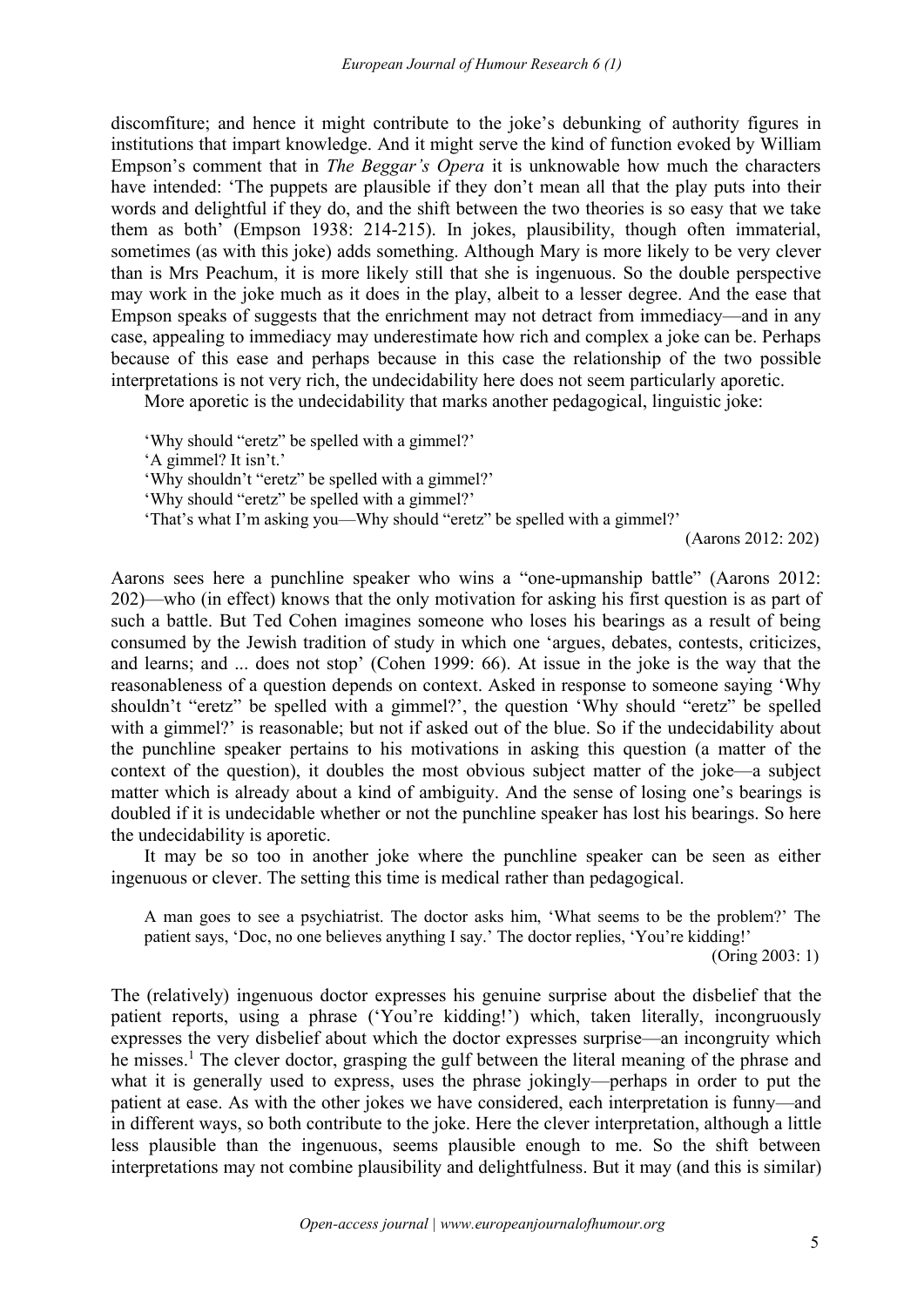discomfiture; and hence it might contribute to the joke's debunking of authority figures in institutions that impart knowledge. And it might serve the kind of function evoked by William Empson's comment that in *The Beggar's Opera* it is unknowable how much the characters have intended: 'The puppets are plausible if they don't mean all that the play puts into their words and delightful if they do, and the shift between the two theories is so easy that we take them as both' (Empson 1938: 214-215). In jokes, plausibility, though often immaterial, sometimes (as with this joke) adds something. Although Mary is more likely to be very clever than is Mrs Peachum, it is more likely still that she is ingenuous. So the double perspective may work in the joke much as it does in the play, albeit to a lesser degree. And the ease that Empson speaks of suggests that the enrichment may not detract from immediacy—and in any case, appealing to immediacy may underestimate how rich and complex a joke can be. Perhaps because of this ease and perhaps because in this case the relationship of the two possible interpretations is not very rich, the undecidability here does not seem particularly aporetic.

More aporetic is the undecidability that marks another pedagogical, linguistic joke:

> 'Why should "eretz" be spelled with a gimmel?'
> 'A gimmel? It isn't.'
> 'Why shouldn't "eretz" be spelled with a gimmel?'
> 'Why should "eretz" be spelled with a gimmel?'
> 'That's what I'm asking you—Why should "eretz" be spelled with a gimmel?'
> (Aarons 2012: 202)

Aarons sees here a punchline speaker who wins a "one-upmanship battle" (Aarons 2012: 202)—who (in effect) knows that the only motivation for asking his first question is as part of such a battle. But Ted Cohen imagines someone who loses his bearings as a result of being consumed by the Jewish tradition of study in which one 'argues, debates, contests, criticizes, and learns; and ... does not stop' (Cohen 1999: 66). At issue in the joke is the way that the reasonableness of a question depends on context. Asked in response to someone saying 'Why shouldn't "eretz" be spelled with a gimmel?', the question 'Why should "eretz" be spelled with a gimmel?' is reasonable; but not if asked out of the blue. So if the undecidability about the punchline speaker pertains to his motivations in asking this question (a matter of the context of the question), it doubles the most obvious subject matter of the joke—a subject matter which is already about a kind of ambiguity. And the sense of losing one's bearings is doubled if it is undecidable whether or not the punchline speaker has lost his bearings. So here the undecidability is aporetic.

It may be so too in another joke where the punchline speaker can be seen as either ingenuous or clever. The setting this time is medical rather than pedagogical.

> A man goes to see a psychiatrist. The doctor asks him, 'What seems to be the problem?' The patient says, 'Doc, no one believes anything I say.' The doctor replies, 'You're kidding!'
> (Oring 2003: 1)

The (relatively) ingenuous doctor expresses his genuine surprise about the disbelief that the patient reports, using a phrase ('You're kidding!') which, taken literally, incongruously expresses the very disbelief about which the doctor expresses surprise—an incongruity which he misses.[1] The clever doctor, grasping the gulf between the literal meaning of the phrase and what it is generally used to express, uses the phrase jokingly—perhaps in order to put the patient at ease. As with the other jokes we have considered, each interpretation is funny—and in different ways, so both contribute to the joke. Here the clever interpretation, although a little less plausible than the ingenuous, seems plausible enough to me. So the shift between interpretations may not combine plausibility and delightfulness. But it may (and this is similar)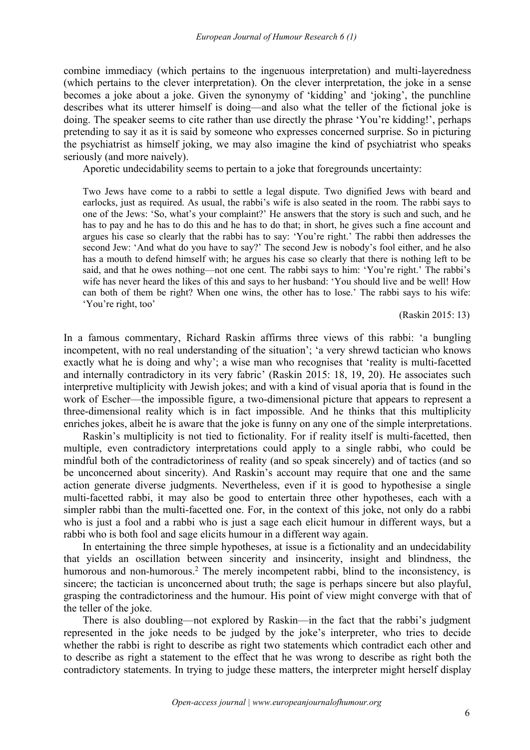combine immediacy (which pertains to the ingenuous interpretation) and multi-layeredness (which pertains to the clever interpretation). On the clever interpretation, the joke in a sense becomes a joke about a joke. Given the synonymy of 'kidding' and 'joking', the punchline describes what its utterer himself is doing—and also what the teller of the fictional joke is doing. The speaker seems to cite rather than use directly the phrase 'You're kidding!', perhaps pretending to say it as it is said by someone who expresses concerned surprise. So in picturing the psychiatrist as himself joking, we may also imagine the kind of psychiatrist who speaks seriously (and more naively).

Aporetic undecidability seems to pertain to a joke that foregrounds uncertainty:

> Two Jews have come to a rabbi to settle a legal dispute. Two dignified Jews with beard and earlocks, just as required. As usual, the rabbi's wife is also seated in the room. The rabbi says to one of the Jews: 'So, what's your complaint?' He answers that the story is such and such, and he has to pay and he has to do this and he has to do that; in short, he gives such a fine account and argues his case so clearly that the rabbi has to say: 'You're right.' The rabbi then addresses the second Jew: 'And what do you have to say?' The second Jew is nobody's fool either, and he also has a mouth to defend himself with; he argues his case so clearly that there is nothing left to be said, and that he owes nothing—not one cent. The rabbi says to him: 'You're right.' The rabbi's wife has never heard the likes of this and says to her husband: 'You should live and be well! How can both of them be right? When one wins, the other has to lose.' The rabbi says to his wife: 'You're right, too'
>
> (Raskin 2015: 13)

In a famous commentary, Richard Raskin affirms three views of this rabbi: 'a bungling incompetent, with no real understanding of the situation'; 'a very shrewd tactician who knows exactly what he is doing and why'; a wise man who recognises that 'reality is multi-facetted and internally contradictory in its very fabric' (Raskin 2015: 18, 19, 20). He associates such interpretive multiplicity with Jewish jokes; and with a kind of visual aporia that is found in the work of Escher—the impossible figure, a two-dimensional picture that appears to represent a three-dimensional reality which is in fact impossible. And he thinks that this multiplicity enriches jokes, albeit he is aware that the joke is funny on any one of the simple interpretations.

Raskin's multiplicity is not tied to fictionality. For if reality itself is multi-facetted, then multiple, even contradictory interpretations could apply to a single rabbi, who could be mindful both of the contradictoriness of reality (and so speak sincerely) and of tactics (and so be unconcerned about sincerity). And Raskin's account may require that one and the same action generate diverse judgments. Nevertheless, even if it is good to hypothesise a single multi-facetted rabbi, it may also be good to entertain three other hypotheses, each with a simpler rabbi than the multi-facetted one. For, in the context of this joke, not only do a rabbi who is just a fool and a rabbi who is just a sage each elicit humour in different ways, but a rabbi who is both fool and sage elicits humour in a different way again.

In entertaining the three simple hypotheses, at issue is a fictionality and an undecidability that yields an oscillation between sincerity and insincerity, insight and blindness, the humorous and non-humorous.[2] The merely incompetent rabbi, blind to the inconsistency, is sincere; the tactician is unconcerned about truth; the sage is perhaps sincere but also playful, grasping the contradictoriness and the humour. His point of view might converge with that of the teller of the joke.

There is also doubling—not explored by Raskin—in the fact that the rabbi's judgment represented in the joke needs to be judged by the joke's interpreter, who tries to decide whether the rabbi is right to describe as right two statements which contradict each other and to describe as right a statement to the effect that he was wrong to describe as right both the contradictory statements. In trying to judge these matters, the interpreter might herself display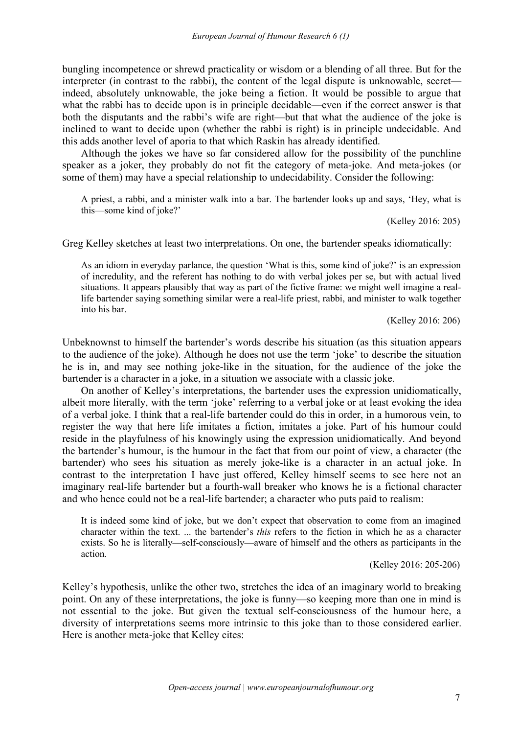bungling incompetence or shrewd practicality or wisdom or a blending of all three. But for the interpreter (in contrast to the rabbi), the content of the legal dispute is unknowable, secret—indeed, absolutely unknowable, the joke being a fiction. It would be possible to argue that what the rabbi has to decide upon is in principle decidable—even if the correct answer is that both the disputants and the rabbi's wife are right—but that what the audience of the joke is inclined to want to decide upon (whether the rabbi is right) is in principle undecidable. And this adds another level of aporia to that which Raskin has already identified.

Although the jokes we have so far considered allow for the possibility of the punchline speaker as a joker, they probably do not fit the category of meta-joke. And meta-jokes (or some of them) may have a special relationship to undecidability. Consider the following:

> A priest, a rabbi, and a minister walk into a bar. The bartender looks up and says, 'Hey, what is this—some kind of joke?'
>
> (Kelley 2016: 205)

Greg Kelley sketches at least two interpretations. On one, the bartender speaks idiomatically:

> As an idiom in everyday parlance, the question 'What is this, some kind of joke?' is an expression of incredulity, and the referent has nothing to do with verbal jokes per se, but with actual lived situations. It appears plausibly that way as part of the fictive frame: we might well imagine a real-life bartender saying something similar were a real-life priest, rabbi, and minister to walk together into his bar.
>
> (Kelley 2016: 206)

Unbeknownst to himself the bartender's words describe his situation (as this situation appears to the audience of the joke). Although he does not use the term 'joke' to describe the situation he is in, and may see nothing joke-like in the situation, for the audience of the joke the bartender is a character in a joke, in a situation we associate with a classic joke.

On another of Kelley's interpretations, the bartender uses the expression unidiomatically, albeit more literally, with the term 'joke' referring to a verbal joke or at least evoking the idea of a verbal joke. I think that a real-life bartender could do this in order, in a humorous vein, to register the way that here life imitates a fiction, imitates a joke. Part of his humour could reside in the playfulness of his knowingly using the expression unidiomatically. And beyond the bartender's humour, is the humour in the fact that from our point of view, a character (the bartender) who sees his situation as merely joke-like is a character in an actual joke. In contrast to the interpretation I have just offered, Kelley himself seems to see here not an imaginary real-life bartender but a fourth-wall breaker who knows he is a fictional character and who hence could not be a real-life bartender; a character who puts paid to realism:

> It is indeed some kind of joke, but we don't expect that observation to come from an imagined character within the text. ... the bartender's *this* refers to the fiction in which he as a character exists. So he is literally—self-consciously—aware of himself and the others as participants in the action.
>
> (Kelley 2016: 205-206)

Kelley's hypothesis, unlike the other two, stretches the idea of an imaginary world to breaking point. On any of these interpretations, the joke is funny—so keeping more than one in mind is not essential to the joke. But given the textual self-consciousness of the humour here, a diversity of interpretations seems more intrinsic to this joke than to those considered earlier. Here is another meta-joke that Kelley cites: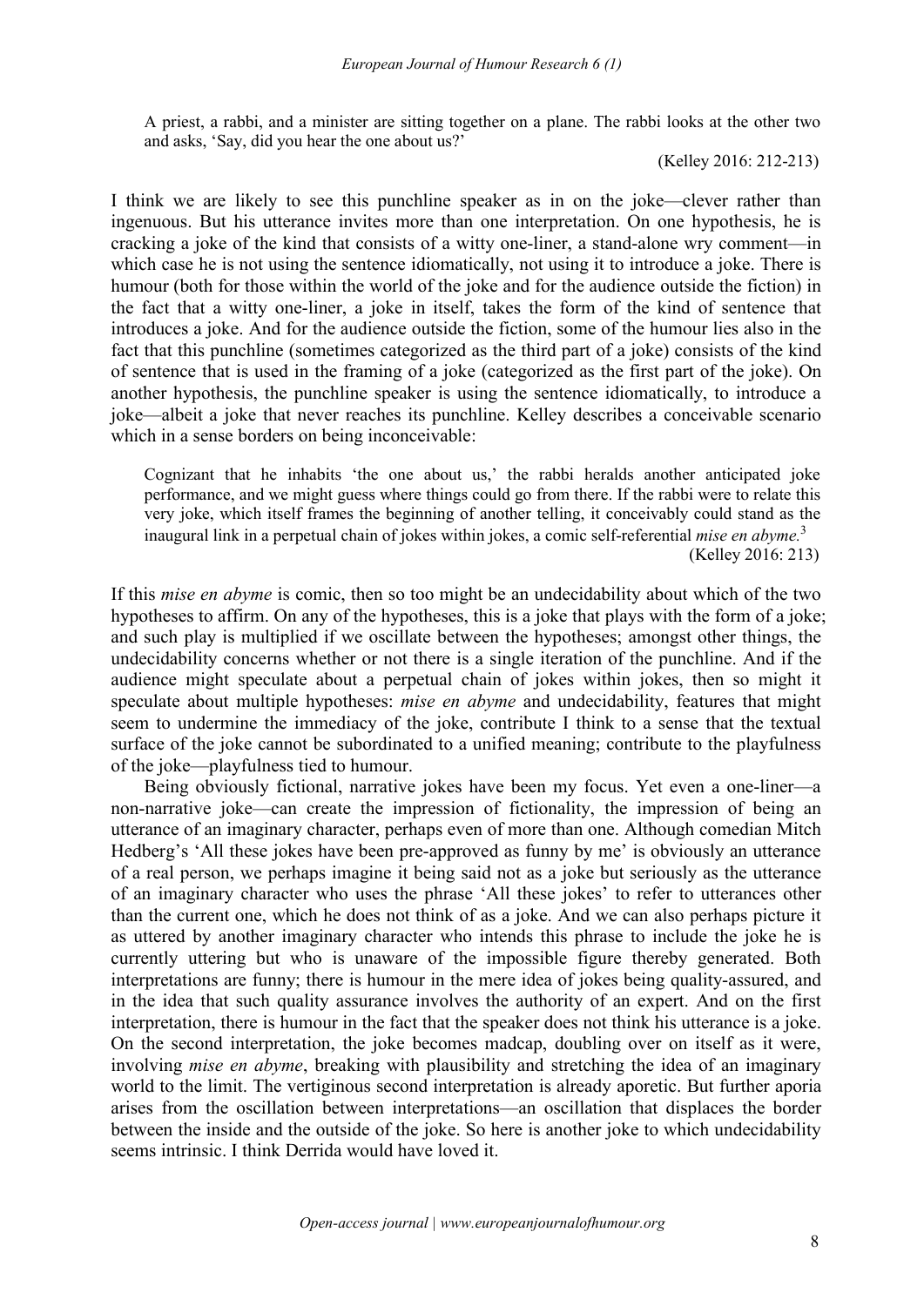> A priest, a rabbi, and a minister are sitting together on a plane. The rabbi looks at the other two and asks, 'Say, did you hear the one about us?'
>
> (Kelley 2016: 212-213)

I think we are likely to see this punchline speaker as in on the joke—clever rather than ingenuous. But his utterance invites more than one interpretation. On one hypothesis, he is cracking a joke of the kind that consists of a witty one-liner, a stand-alone wry comment—in which case he is not using the sentence idiomatically, not using it to introduce a joke. There is humour (both for those within the world of the joke and for the audience outside the fiction) in the fact that a witty one-liner, a joke in itself, takes the form of the kind of sentence that introduces a joke. And for the audience outside the fiction, some of the humour lies also in the fact that this punchline (sometimes categorized as the third part of a joke) consists of the kind of sentence that is used in the framing of a joke (categorized as the first part of the joke). On another hypothesis, the punchline speaker is using the sentence idiomatically, to introduce a joke—albeit a joke that never reaches its punchline. Kelley describes a conceivable scenario which in a sense borders on being inconceivable:

> Cognizant that he inhabits 'the one about us,' the rabbi heralds another anticipated joke performance, and we might guess where things could go from there. If the rabbi were to relate this very joke, which itself frames the beginning of another telling, it conceivably could stand as the inaugural link in a perpetual chain of jokes within jokes, a comic self-referential *mise en abyme.*[3]
>
> (Kelley 2016: 213)

If this *mise en abyme* is comic, then so too might be an undecidability about which of the two hypotheses to affirm. On any of the hypotheses, this is a joke that plays with the form of a joke; and such play is multiplied if we oscillate between the hypotheses; amongst other things, the undecidability concerns whether or not there is a single iteration of the punchline. And if the audience might speculate about a perpetual chain of jokes within jokes, then so might it speculate about multiple hypotheses: *mise en abyme* and undecidability, features that might seem to undermine the immediacy of the joke, contribute I think to a sense that the textual surface of the joke cannot be subordinated to a unified meaning; contribute to the playfulness of the joke—playfulness tied to humour.

Being obviously fictional, narrative jokes have been my focus. Yet even a one-liner—a non-narrative joke—can create the impression of fictionality, the impression of being an utterance of an imaginary character, perhaps even of more than one. Although comedian Mitch Hedberg's 'All these jokes have been pre-approved as funny by me' is obviously an utterance of a real person, we perhaps imagine it being said not as a joke but seriously as the utterance of an imaginary character who uses the phrase 'All these jokes' to refer to utterances other than the current one, which he does not think of as a joke. And we can also perhaps picture it as uttered by another imaginary character who intends this phrase to include the joke he is currently uttering but who is unaware of the impossible figure thereby generated. Both interpretations are funny; there is humour in the mere idea of jokes being quality-assured, and in the idea that such quality assurance involves the authority of an expert. And on the first interpretation, there is humour in the fact that the speaker does not think his utterance is a joke. On the second interpretation, the joke becomes madcap, doubling over on itself as it were, involving *mise en abyme*, breaking with plausibility and stretching the idea of an imaginary world to the limit. The vertiginous second interpretation is already aporetic. But further aporia arises from the oscillation between interpretations—an oscillation that displaces the border between the inside and the outside of the joke. So here is another joke to which undecidability seems intrinsic. I think Derrida would have loved it.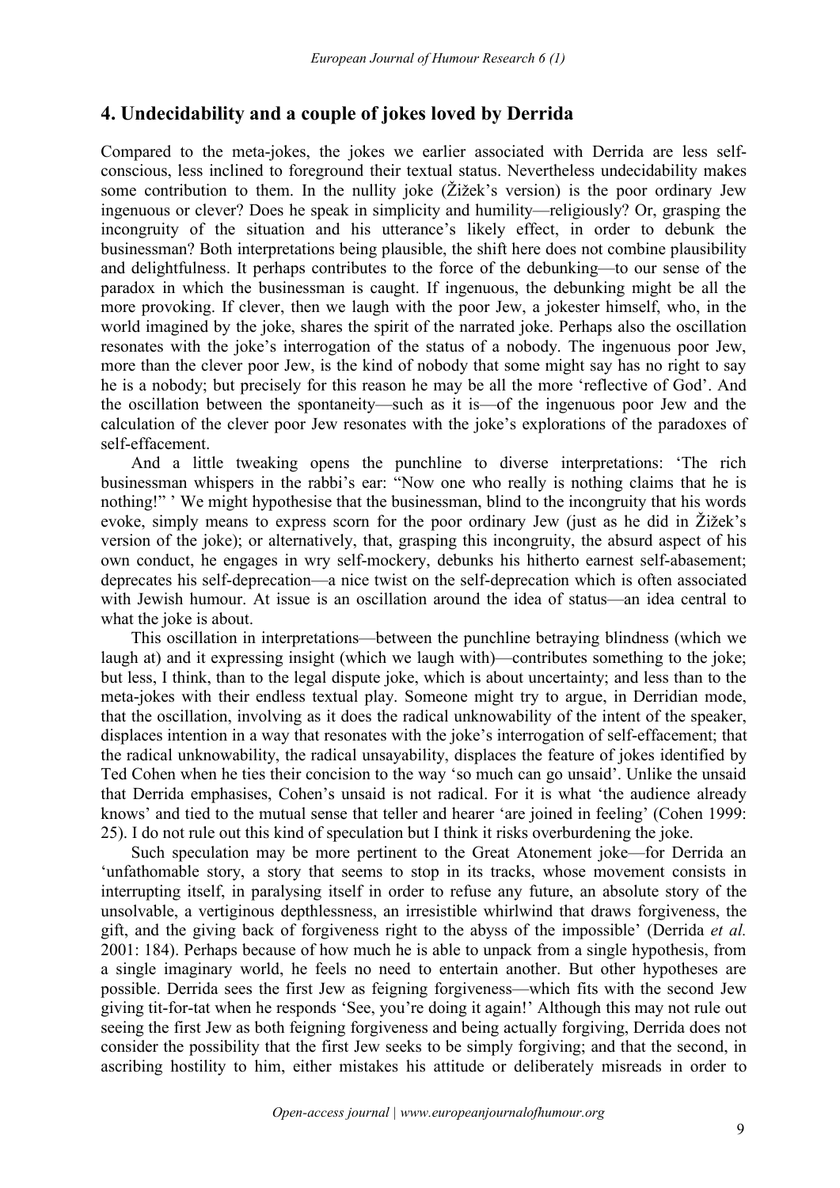## 4. Undecidability and a couple of jokes loved by Derrida

Compared to the meta-jokes, the jokes we earlier associated with Derrida are less self-conscious, less inclined to foreground their textual status. Nevertheless undecidability makes some contribution to them. In the nullity joke (Žižek's version) is the poor ordinary Jew ingenuous or clever? Does he speak in simplicity and humility—religiously? Or, grasping the incongruity of the situation and his utterance's likely effect, in order to debunk the businessman? Both interpretations being plausible, the shift here does not combine plausibility and delightfulness. It perhaps contributes to the force of the debunking—to our sense of the paradox in which the businessman is caught. If ingenuous, the debunking might be all the more provoking. If clever, then we laugh with the poor Jew, a jokester himself, who, in the world imagined by the joke, shares the spirit of the narrated joke. Perhaps also the oscillation resonates with the joke's interrogation of the status of a nobody. The ingenuous poor Jew, more than the clever poor Jew, is the kind of nobody that some might say has no right to say he is a nobody; but precisely for this reason he may be all the more 'reflective of God'. And the oscillation between the spontaneity—such as it is—of the ingenuous poor Jew and the calculation of the clever poor Jew resonates with the joke's explorations of the paradoxes of self-effacement.

And a little tweaking opens the punchline to diverse interpretations: 'The rich businessman whispers in the rabbi's ear: "Now one who really is nothing claims that he is nothing!" ' We might hypothesise that the businessman, blind to the incongruity that his words evoke, simply means to express scorn for the poor ordinary Jew (just as he did in Žižek's version of the joke); or alternatively, that, grasping this incongruity, the absurd aspect of his own conduct, he engages in wry self-mockery, debunks his hitherto earnest self-abasement; deprecates his self-deprecation—a nice twist on the self-deprecation which is often associated with Jewish humour. At issue is an oscillation around the idea of status—an idea central to what the joke is about.

This oscillation in interpretations—between the punchline betraying blindness (which we laugh at) and it expressing insight (which we laugh with)—contributes something to the joke; but less, I think, than to the legal dispute joke, which is about uncertainty; and less than to the meta-jokes with their endless textual play. Someone might try to argue, in Derridian mode, that the oscillation, involving as it does the radical unknowability of the intent of the speaker, displaces intention in a way that resonates with the joke's interrogation of self-effacement; that the radical unknowability, the radical unsayability, displaces the feature of jokes identified by Ted Cohen when he ties their concision to the way 'so much can go unsaid'. Unlike the unsaid that Derrida emphasises, Cohen's unsaid is not radical. For it is what 'the audience already knows' and tied to the mutual sense that teller and hearer 'are joined in feeling' (Cohen 1999: 25). I do not rule out this kind of speculation but I think it risks overburdening the joke.

Such speculation may be more pertinent to the Great Atonement joke—for Derrida an 'unfathomable story, a story that seems to stop in its tracks, whose movement consists in interrupting itself, in paralysing itself in order to refuse any future, an absolute story of the unsolvable, a vertiginous depthlessness, an irresistible whirlwind that draws forgiveness, the gift, and the giving back of forgiveness right to the abyss of the impossible' (Derrida *et al.* 2001: 184). Perhaps because of how much he is able to unpack from a single hypothesis, from a single imaginary world, he feels no need to entertain another. But other hypotheses are possible. Derrida sees the first Jew as feigning forgiveness—which fits with the second Jew giving tit-for-tat when he responds 'See, you're doing it again!' Although this may not rule out seeing the first Jew as both feigning forgiveness and being actually forgiving, Derrida does not consider the possibility that the first Jew seeks to be simply forgiving; and that the second, in ascribing hostility to him, either mistakes his attitude or deliberately misreads in order to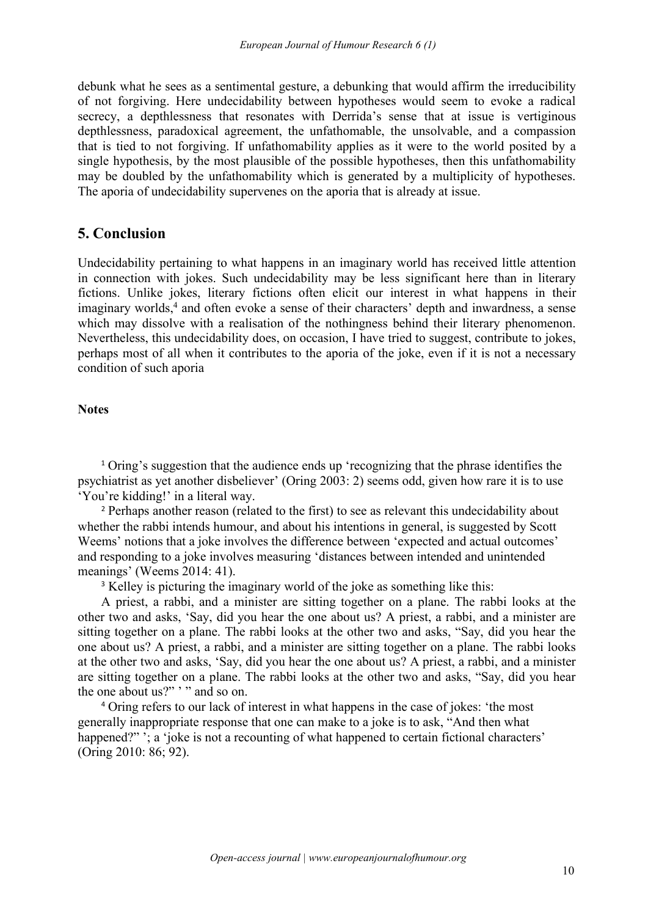debunk what he sees as a sentimental gesture, a debunking that would affirm the irreducibility of not forgiving. Here undecidability between hypotheses would seem to evoke a radical secrecy, a depthlessness that resonates with Derrida's sense that at issue is vertiginous depthlessness, paradoxical agreement, the unfathomable, the unsolvable, and a compassion that is tied to not forgiving. If unfathomability applies as it were to the world posited by a single hypothesis, by the most plausible of the possible hypotheses, then this unfathomability may be doubled by the unfathomability which is generated by a multiplicity of hypotheses. The aporia of undecidability supervenes on the aporia that is already at issue.

## 5. Conclusion

Undecidability pertaining to what happens in an imaginary world has received little attention in connection with jokes. Such undecidability may be less significant here than in literary fictions. Unlike jokes, literary fictions often elicit our interest in what happens in their imaginary worlds,[4] and often evoke a sense of their characters' depth and inwardness, a sense which may dissolve with a realisation of the nothingness behind their literary phenomenon. Nevertheless, this undecidability does, on occasion, I have tried to suggest, contribute to jokes, perhaps most of all when it contributes to the aporia of the joke, even if it is not a necessary condition of such aporia

**Notes**

[1] Oring's suggestion that the audience ends up 'recognizing that the phrase identifies the psychiatrist as yet another disbeliever' (Oring 2003: 2) seems odd, given how rare it is to use 'You're kidding!' in a literal way.

[2] Perhaps another reason (related to the first) to see as relevant this undecidability about whether the rabbi intends humour, and about his intentions in general, is suggested by Scott Weems' notions that a joke involves the difference between 'expected and actual outcomes' and responding to a joke involves measuring 'distances between intended and unintended meanings' (Weems 2014: 41).

[3] Kelley is picturing the imaginary world of the joke as something like this:

A priest, a rabbi, and a minister are sitting together on a plane. The rabbi looks at the other two and asks, 'Say, did you hear the one about us? A priest, a rabbi, and a minister are sitting together on a plane. The rabbi looks at the other two and asks, "Say, did you hear the one about us? A priest, a rabbi, and a minister are sitting together on a plane. The rabbi looks at the other two and asks, 'Say, did you hear the one about us? A priest, a rabbi, and a minister are sitting together on a plane. The rabbi looks at the other two and asks, "Say, did you hear the one about us?" ' " and so on.

[4] Oring refers to our lack of interest in what happens in the case of jokes: 'the most generally inappropriate response that one can make to a joke is to ask, "And then what happened?" '; a 'joke is not a recounting of what happened to certain fictional characters' (Oring 2010: 86; 92).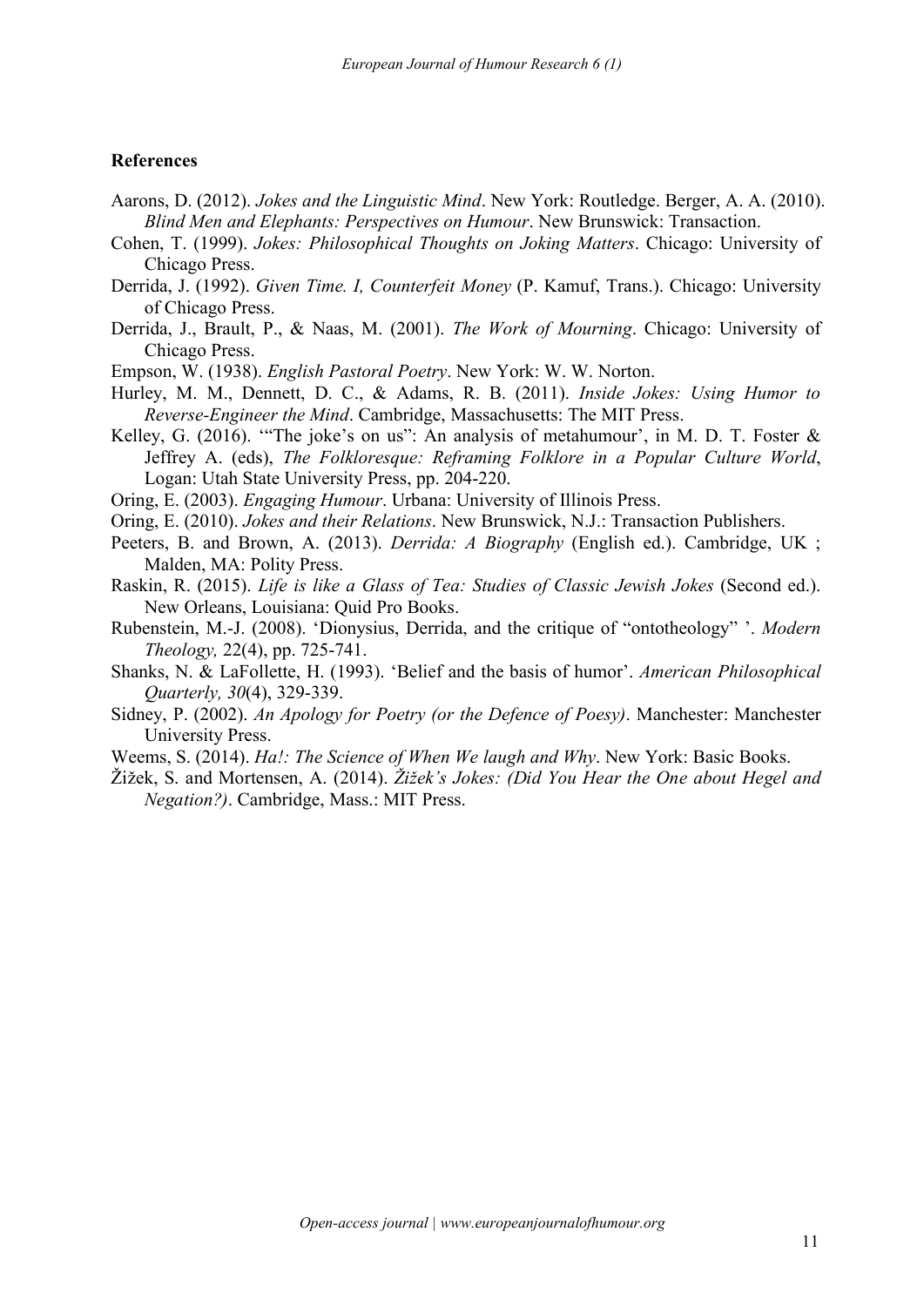**References**

Aarons, D. (2012). *Jokes and the Linguistic Mind*. New York: Routledge. Berger, A. A. (2010). *Blind Men and Elephants: Perspectives on Humour*. New Brunswick: Transaction.

Cohen, T. (1999). *Jokes: Philosophical Thoughts on Joking Matters*. Chicago: University of Chicago Press.

Derrida, J. (1992). *Given Time. I, Counterfeit Money* (P. Kamuf, Trans.). Chicago: University of Chicago Press.

Derrida, J., Brault, P., & Naas, M. (2001). *The Work of Mourning*. Chicago: University of Chicago Press.

Empson, W. (1938). *English Pastoral Poetry*. New York: W. W. Norton.

Hurley, M. M., Dennett, D. C., & Adams, R. B. (2011). *Inside Jokes: Using Humor to Reverse-Engineer the Mind*. Cambridge, Massachusetts: The MIT Press.

Kelley, G. (2016). '"The joke's on us": An analysis of metahumour', in M. D. T. Foster & Jeffrey A. (eds), *The Folkloresque: Reframing Folklore in a Popular Culture World*, Logan: Utah State University Press, pp. 204-220.

Oring, E. (2003). *Engaging Humour*. Urbana: University of Illinois Press.

Oring, E. (2010). *Jokes and their Relations*. New Brunswick, N.J.: Transaction Publishers.

Peeters, B. and Brown, A. (2013). *Derrida: A Biography* (English ed.). Cambridge, UK ; Malden, MA: Polity Press.

Raskin, R. (2015). *Life is like a Glass of Tea: Studies of Classic Jewish Jokes* (Second ed.). New Orleans, Louisiana: Quid Pro Books.

Rubenstein, M.-J. (2008). 'Dionysius, Derrida, and the critique of "ontotheology" '. *Modern Theology,* 22(4), pp. 725-741.

Shanks, N. & LaFollette, H. (1993). 'Belief and the basis of humor'. *American Philosophical Quarterly, 30*(4), 329-339.

Sidney, P. (2002). *An Apology for Poetry (or the Defence of Poesy)*. Manchester: Manchester University Press.

Weems, S. (2014). *Ha!: The Science of When We laugh and Why*. New York: Basic Books.

Žižek, S. and Mortensen, A. (2014). *Žižek's Jokes: (Did You Hear the One about Hegel and Negation?)*. Cambridge, Mass.: MIT Press.